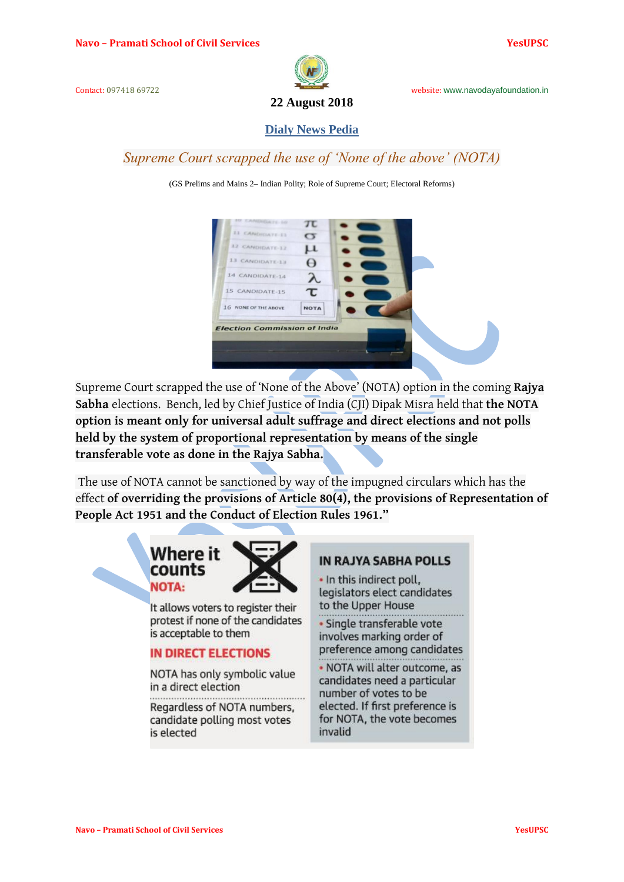22 August 2018

## Dialy News Pedia

### *Supreme Court scrapped the use of 'None of the above' (NOTA)*

(GS Prelims and Mains 2– Indian Polity; Role of Supreme Court; Electoral Reforms)

Supreme Court scrapped the use of 'None of the Above' (NOTA) option in the coming **Rajya Sabha** elections. Bench, led by Chief Justice of India (CJI) Dipak Misra held that **the NOTA option is meant only for universal adult suffrage and direct elections and not polls held by the system of proportional representation by means of the single transferable vote as done in the Rajya Sabha.**

The use of NOTA cannot be sanctioned by way of the impugned circulars which has the effect **of overriding the provisions of Article 80(4), the provisions of Representation of People Act 1951 and the Conduct of Election Rules 1961."**

**Where it counts**

**NOTA:**

It allows voters to register their protest if none of the candidates is acceptable to them

**IN DIRECT ELECTIONS**

NOTA has only symbolic value in a direct election

Regardless of NOTA numbers, candidate polling most votes is elected

**IN RAJYA SABHA POLLS**

- In this indirect poll, legislators elect candidates to the Upper House
- Single transferable vote involves marking order of preference among candidates
- NOTA will alter outcome, as candidates need a particular number of votes to be elected. If first preference is for NOTA, the vote becomes invalid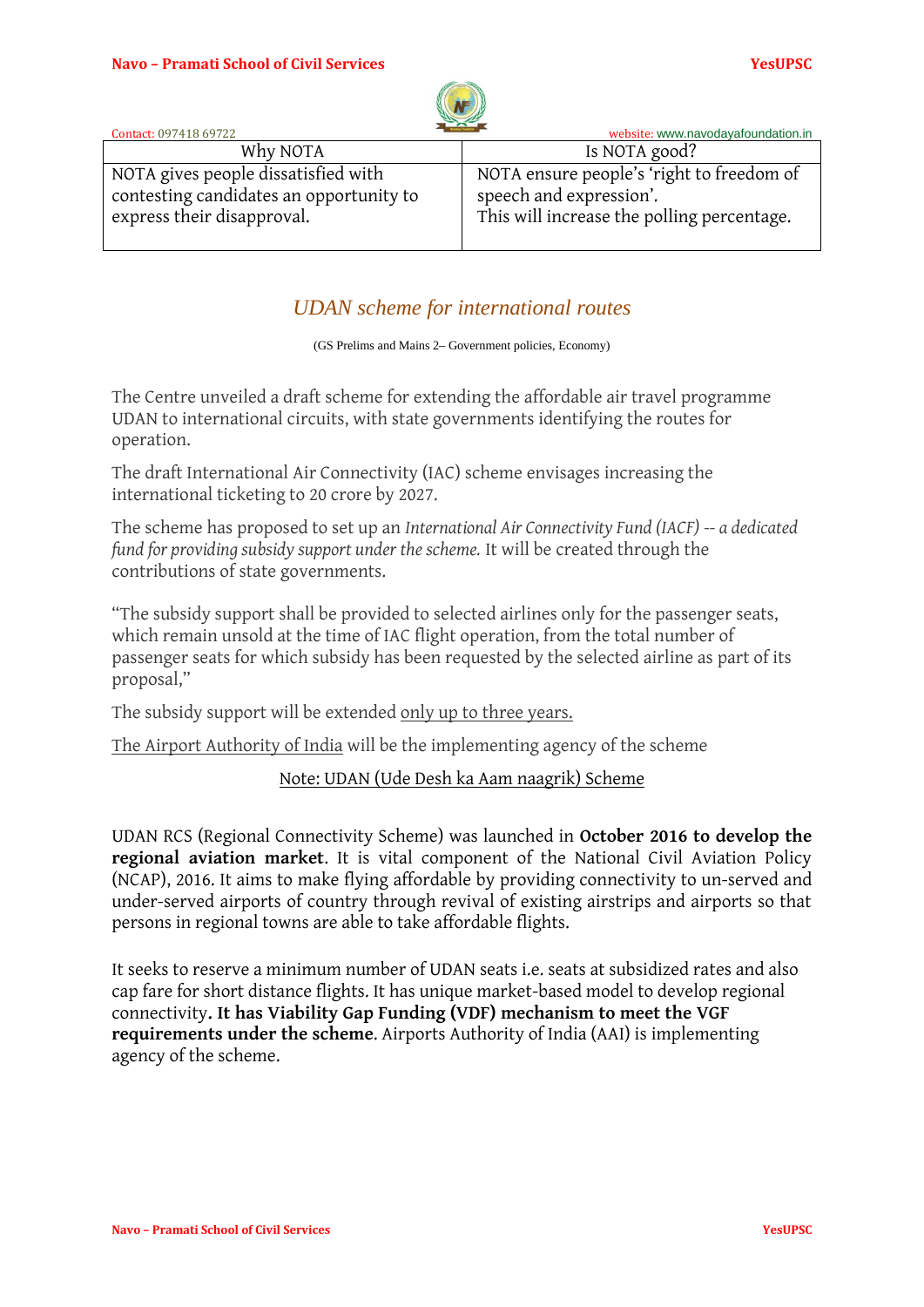| Why NOTA | Is NOTA good? |
|---|---|
| NOTA gives people dissatisfied with contesting candidates an opportunity to express their disapproval. | NOTA ensure people's 'right to freedom of speech and expression'. This will increase the polling percentage. |

## *UDAN scheme for international routes*

(GS Prelims and Mains 2– Government policies, Economy)

The Centre unveiled a draft scheme for extending the affordable air travel programme UDAN to international circuits, with state governments identifying the routes for operation.

The draft International Air Connectivity (IAC) scheme envisages increasing the international ticketing to 20 crore by 2027.

The scheme has proposed to set up an *International Air Connectivity Fund (IACF) -- a dedicated fund for providing subsidy support under the scheme.* It will be created through the contributions of state governments.

"The subsidy support shall be provided to selected airlines only for the passenger seats, which remain unsold at the time of IAC flight operation, from the total number of passenger seats for which subsidy has been requested by the selected airline as part of its proposal,"

The subsidy support will be extended only up to three years.

The Airport Authority of India will be the implementing agency of the scheme

Note: UDAN (Ude Desh ka Aam naagrik) Scheme

UDAN RCS (Regional Connectivity Scheme) was launched in **October 2016 to develop the regional aviation market**. It is vital component of the National Civil Aviation Policy (NCAP), 2016. It aims to make flying affordable by providing connectivity to un-served and under-served airports of country through revival of existing airstrips and airports so that persons in regional towns are able to take affordable flights.

It seeks to reserve a minimum number of UDAN seats i.e. seats at subsidized rates and also cap fare for short distance flights. It has unique market-based model to develop regional connectivity**. It has Viability Gap Funding (VDF) mechanism to meet the VGF requirements under the scheme**. Airports Authority of India (AAI) is implementing agency of the scheme.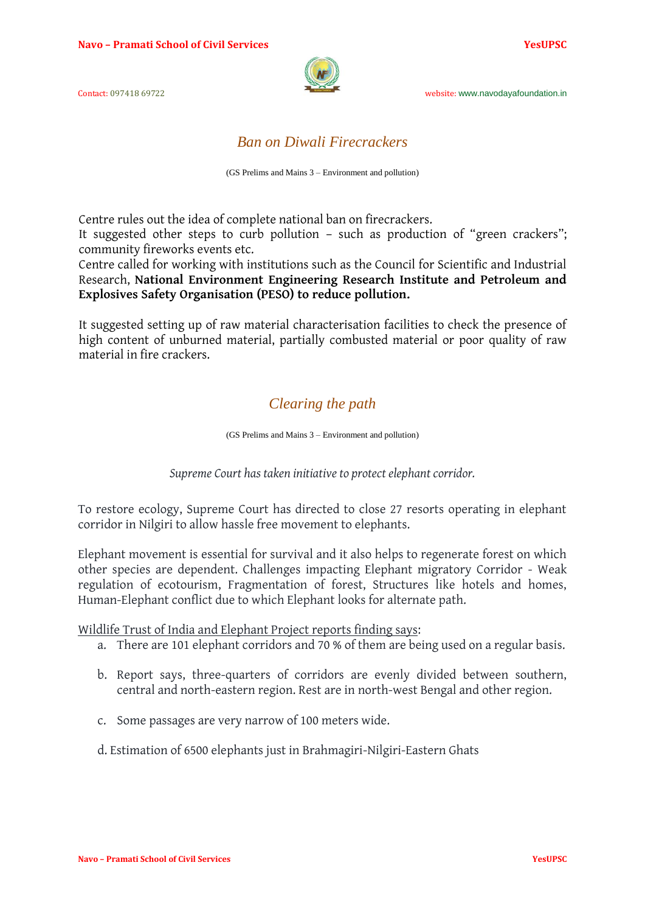## *Ban on Diwali Firecrackers*

(GS Prelims and Mains 3 – Environment and pollution)

Centre rules out the idea of complete national ban on firecrackers.
It suggested other steps to curb pollution – such as production of "green crackers"; community fireworks events etc.
Centre called for working with institutions such as the Council for Scientific and Industrial Research, **National Environment Engineering Research Institute and Petroleum and Explosives Safety Organisation (PESO) to reduce pollution.**

It suggested setting up of raw material characterisation facilities to check the presence of high content of unburned material, partially combusted material or poor quality of raw material in fire crackers.

## *Clearing the path*

(GS Prelims and Mains 3 – Environment and pollution)

*Supreme Court has taken initiative to protect elephant corridor.*

To restore ecology, Supreme Court has directed to close 27 resorts operating in elephant corridor in Nilgiri to allow hassle free movement to elephants.

Elephant movement is essential for survival and it also helps to regenerate forest on which other species are dependent. Challenges impacting Elephant migratory Corridor - Weak regulation of ecotourism, Fragmentation of forest, Structures like hotels and homes, Human-Elephant conflict due to which Elephant looks for alternate path.

<u>Wildlife Trust of India and Elephant Project reports finding says</u>:

a. There are 101 elephant corridors and 70 % of them are being used on a regular basis.

b. Report says, three-quarters of corridors are evenly divided between southern, central and north-eastern region. Rest are in north-west Bengal and other region.

c. Some passages are very narrow of 100 meters wide.

d. Estimation of 6500 elephants just in Brahmagiri-Nilgiri-Eastern Ghats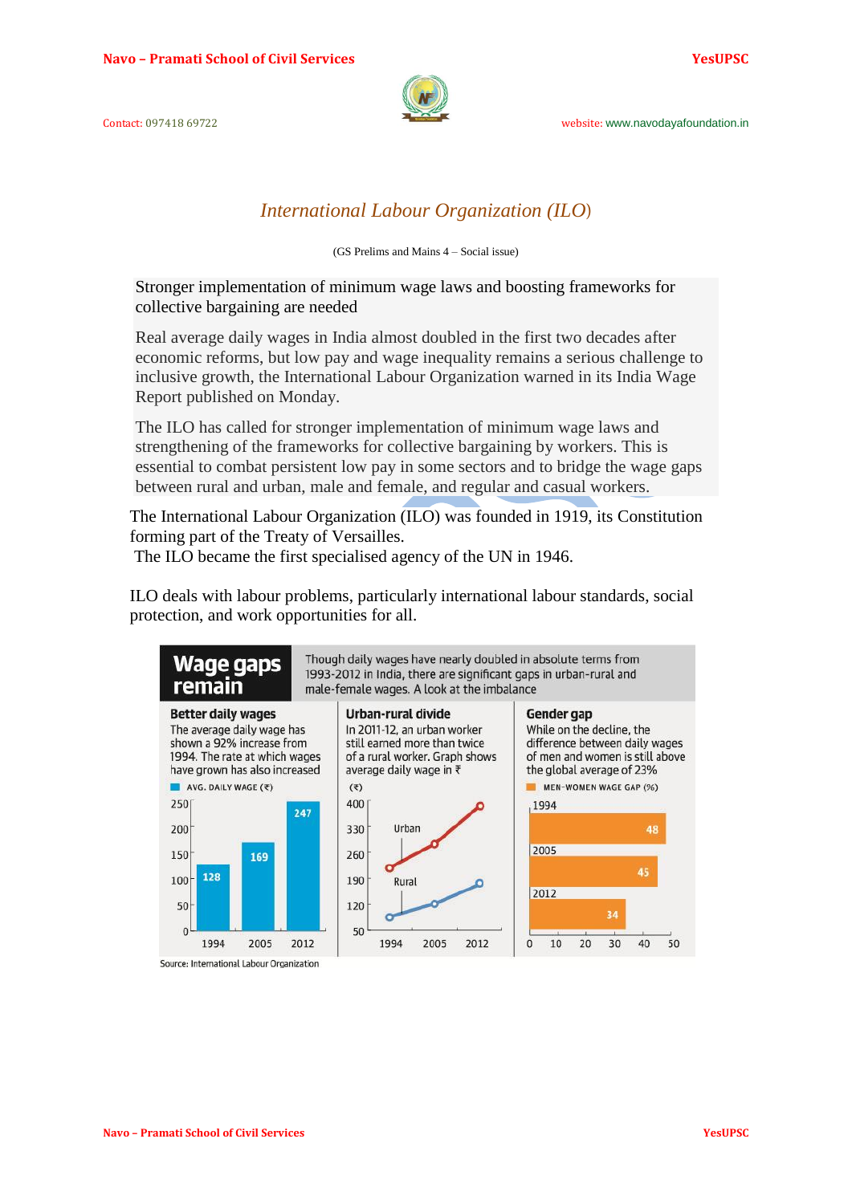*International Labour Organization (ILO)*

(GS Prelims and Mains 4 – Social issue)

Stronger implementation of minimum wage laws and boosting frameworks for collective bargaining are needed

Real average daily wages in India almost doubled in the first two decades after economic reforms, but low pay and wage inequality remains a serious challenge to inclusive growth, the International Labour Organization warned in its India Wage Report published on Monday.

The ILO has called for stronger implementation of minimum wage laws and strengthening of the frameworks for collective bargaining by workers. This is essential to combat persistent low pay in some sectors and to bridge the wage gaps between rural and urban, male and female, and regular and casual workers.

The International Labour Organization (ILO) was founded in 1919, its Constitution forming part of the Treaty of Versailles.

The ILO became the first specialised agency of the UN in 1946.

ILO deals with labour problems, particularly international labour standards, social protection, and work opportunities for all.

**Wage gaps remain**

Though daily wages have nearly doubled in absolute terms from 1993-2012 in India, there are significant gaps in urban-rural and male-female wages. A look at the imbalance

**Better daily wages**

The average daily wage has shown a 92% increase from 1994. The rate at which wages have grown has also increased

AVG. DAILY WAGE (₹)

| Year | Avg. daily wage (₹) |
|---|---|
| 1994 | 128 |
| 2005 | 169 |
| 2012 | 247 |

**Urban-rural divide**

In 2011-12, an urban worker still earned more than twice of a rural worker. Graph shows average daily wage in ₹

(₹) Urban and Rural lines, 1994, 2005, 2012

**Gender gap**

While on the decline, the difference between daily wages of men and women is still above the global average of 23%

MEN-WOMEN WAGE GAP (%)

| Year | Men-women wage gap (%) |
|---|---|
| 1994 | 48 |
| 2005 | 45 |
| 2012 | 34 |

Source: International Labour Organization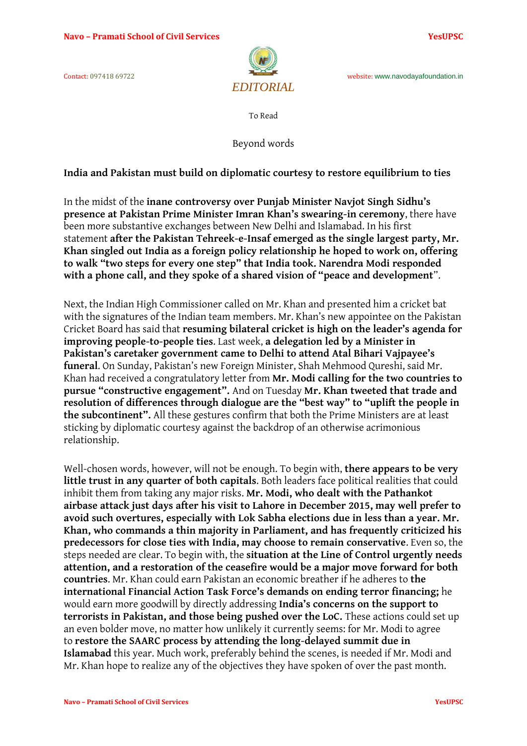EDITORIAL

To Read

Beyond words

**India and Pakistan must build on diplomatic courtesy to restore equilibrium to ties**

In the midst of the **inane controversy over Punjab Minister Navjot Singh Sidhu's presence at Pakistan Prime Minister Imran Khan's swearing-in ceremony**, there have been more substantive exchanges between New Delhi and Islamabad. In his first statement **after the Pakistan Tehreek-e-Insaf emerged as the single largest party, Mr. Khan singled out India as a foreign policy relationship he hoped to work on, offering to walk "two steps for every one step" that India took. Narendra Modi responded with a phone call, and they spoke of a shared vision of "peace and development**".

Next, the Indian High Commissioner called on Mr. Khan and presented him a cricket bat with the signatures of the Indian team members. Mr. Khan's new appointee on the Pakistan Cricket Board has said that **resuming bilateral cricket is high on the leader's agenda for improving people-to-people ties**. Last week, **a delegation led by a Minister in Pakistan's caretaker government came to Delhi to attend Atal Bihari Vajpayee's funeral**. On Sunday, Pakistan's new Foreign Minister, Shah Mehmood Qureshi, said Mr. Khan had received a congratulatory letter from **Mr. Modi calling for the two countries to pursue "constructive engagement".** And on Tuesday **Mr. Khan tweeted that trade and resolution of differences through dialogue are the "best way" to "uplift the people in the subcontinent".** All these gestures confirm that both the Prime Ministers are at least sticking by diplomatic courtesy against the backdrop of an otherwise acrimonious relationship.

Well-chosen words, however, will not be enough. To begin with, **there appears to be very little trust in any quarter of both capitals**. Both leaders face political realities that could inhibit them from taking any major risks. **Mr. Modi, who dealt with the Pathankot airbase attack just days after his visit to Lahore in December 2015, may well prefer to avoid such overtures, especially with Lok Sabha elections due in less than a year. Mr. Khan, who commands a thin majority in Parliament, and has frequently criticized his predecessors for close ties with India, may choose to remain conservative**. Even so, the steps needed are clear. To begin with, the **situation at the Line of Control urgently needs attention, and a restoration of the ceasefire would be a major move forward for both countries**. Mr. Khan could earn Pakistan an economic breather if he adheres to **the international Financial Action Task Force's demands on ending terror financing;** he would earn more goodwill by directly addressing **India's concerns on the support to terrorists in Pakistan, and those being pushed over the LoC.** These actions could set up an even bolder move, no matter how unlikely it currently seems: for Mr. Modi to agree to **restore the SAARC process by attending the long-delayed summit due in Islamabad** this year. Much work, preferably behind the scenes, is needed if Mr. Modi and Mr. Khan hope to realize any of the objectives they have spoken of over the past month.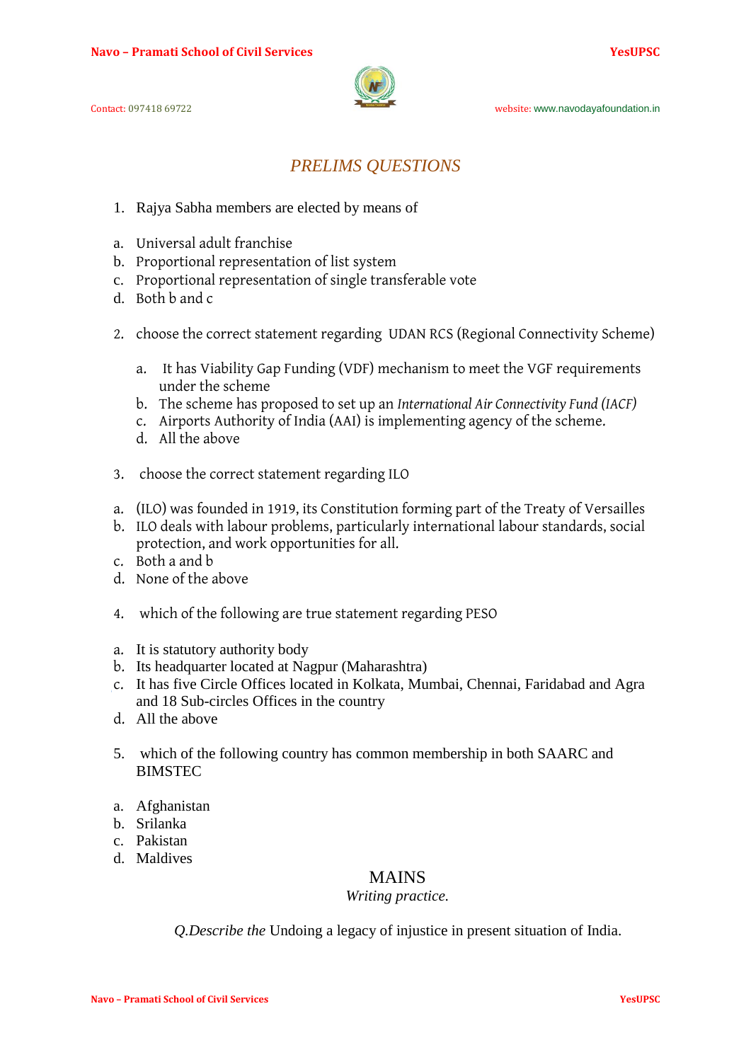## *PRELIMS QUESTIONS*

1. Rajya Sabha members are elected by means of

a. Universal adult franchise
b. Proportional representation of list system
c. Proportional representation of single transferable vote
d. Both b and c

2. choose the correct statement regarding UDAN RCS (Regional Connectivity Scheme)

   a. It has Viability Gap Funding (VDF) mechanism to meet the VGF requirements under the scheme
   b. The scheme has proposed to set up an *International Air Connectivity Fund (IACF)*
   c. Airports Authority of India (AAI) is implementing agency of the scheme.
   d. All the above

3. choose the correct statement regarding ILO

a. (ILO) was founded in 1919, its Constitution forming part of the Treaty of Versailles
b. ILO deals with labour problems, particularly international labour standards, social protection, and work opportunities for all.
c. Both a and b
d. None of the above

4. which of the following are true statement regarding PESO

a. It is statutory authority body
b. Its headquarter located at Nagpur (Maharashtra)
c. It has five Circle Offices located in Kolkata, Mumbai, Chennai, Faridabad and Agra and 18 Sub-circles Offices in the country
d. All the above

5. which of the following country has common membership in both SAARC and BIMSTEC

a. Afghanistan
b. Srilanka
c. Pakistan
d. Maldives

## MAINS

*Writing practice.*

*Q.Describe the* Undoing a legacy of injustice in present situation of India.